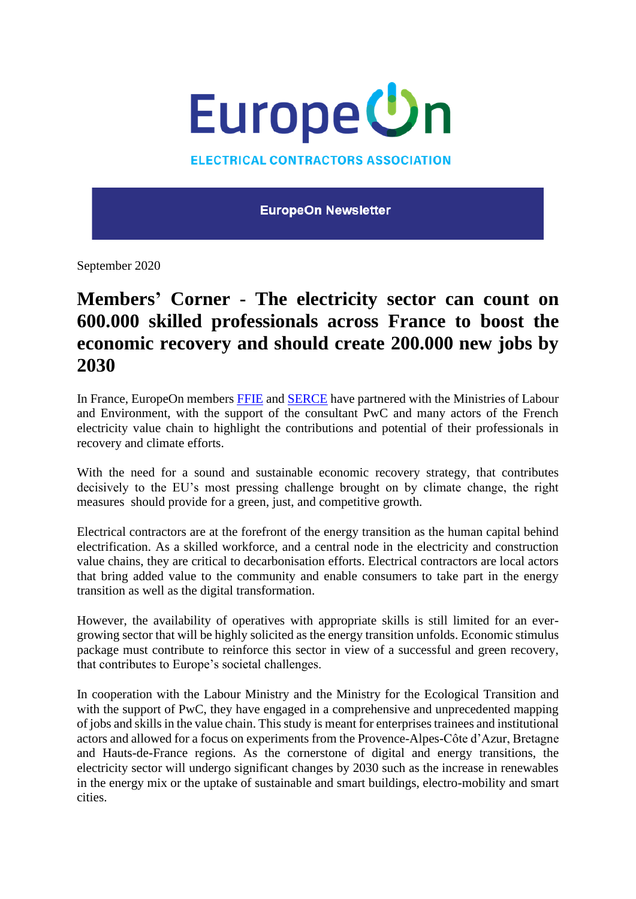EuropeOn

ELECTRICAL CONTRACTORS ASSOCIATION

**EuropeOn Newsletter**

September 2020

# Members' Corner - The electricity sector can count on 600.000 skilled professionals across France to boost the economic recovery and should create 200.000 new jobs by 2030

In France, EuropeOn members [FFIE] and [SERCE] have partnered with the Ministries of Labour and Environment, with the support of the consultant PwC and many actors of the French electricity value chain to highlight the contributions and potential of their professionals in recovery and climate efforts.

With the need for a sound and sustainable economic recovery strategy, that contributes decisively to the EU's most pressing challenge brought on by climate change, the right measures should provide for a green, just, and competitive growth.

Electrical contractors are at the forefront of the energy transition as the human capital behind electrification. As a skilled workforce, and a central node in the electricity and construction value chains, they are critical to decarbonisation efforts. Electrical contractors are local actors that bring added value to the community and enable consumers to take part in the energy transition as well as the digital transformation.

However, the availability of operatives with appropriate skills is still limited for an ever-growing sector that will be highly solicited as the energy transition unfolds. Economic stimulus package must contribute to reinforce this sector in view of a successful and green recovery, that contributes to Europe's societal challenges.

In cooperation with the Labour Ministry and the Ministry for the Ecological Transition and with the support of PwC, they have engaged in a comprehensive and unprecedented mapping of jobs and skills in the value chain. This study is meant for enterprises trainees and institutional actors and allowed for a focus on experiments from the Provence-Alpes-Côte d'Azur, Bretagne and Hauts-de-France regions. As the cornerstone of digital and energy transitions, the electricity sector will undergo significant changes by 2030 such as the increase in renewables in the energy mix or the uptake of sustainable and smart buildings, electro-mobility and smart cities.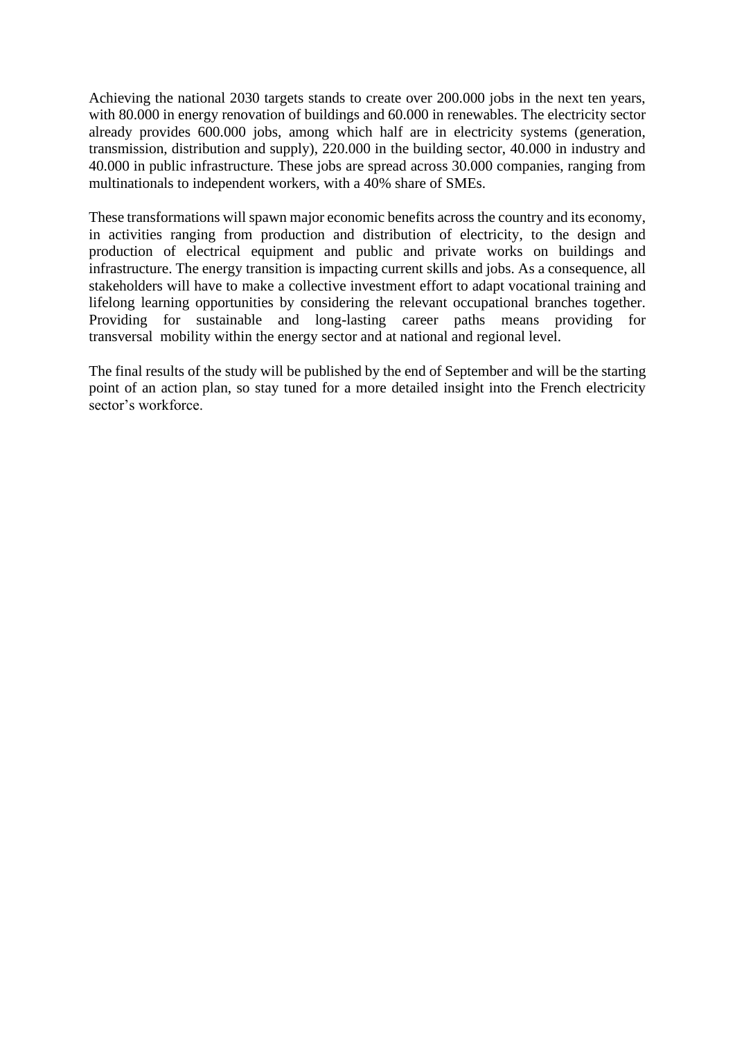Achieving the national 2030 targets stands to create over 200.000 jobs in the next ten years, with 80.000 in energy renovation of buildings and 60.000 in renewables. The electricity sector already provides 600.000 jobs, among which half are in electricity systems (generation, transmission, distribution and supply), 220.000 in the building sector, 40.000 in industry and 40.000 in public infrastructure. These jobs are spread across 30.000 companies, ranging from multinationals to independent workers, with a 40% share of SMEs.

These transformations will spawn major economic benefits across the country and its economy, in activities ranging from production and distribution of electricity, to the design and production of electrical equipment and public and private works on buildings and infrastructure. The energy transition is impacting current skills and jobs. As a consequence, all stakeholders will have to make a collective investment effort to adapt vocational training and lifelong learning opportunities by considering the relevant occupational branches together. Providing for sustainable and long-lasting career paths means providing for transversal mobility within the energy sector and at national and regional level.

The final results of the study will be published by the end of September and will be the starting point of an action plan, so stay tuned for a more detailed insight into the French electricity sector's workforce.